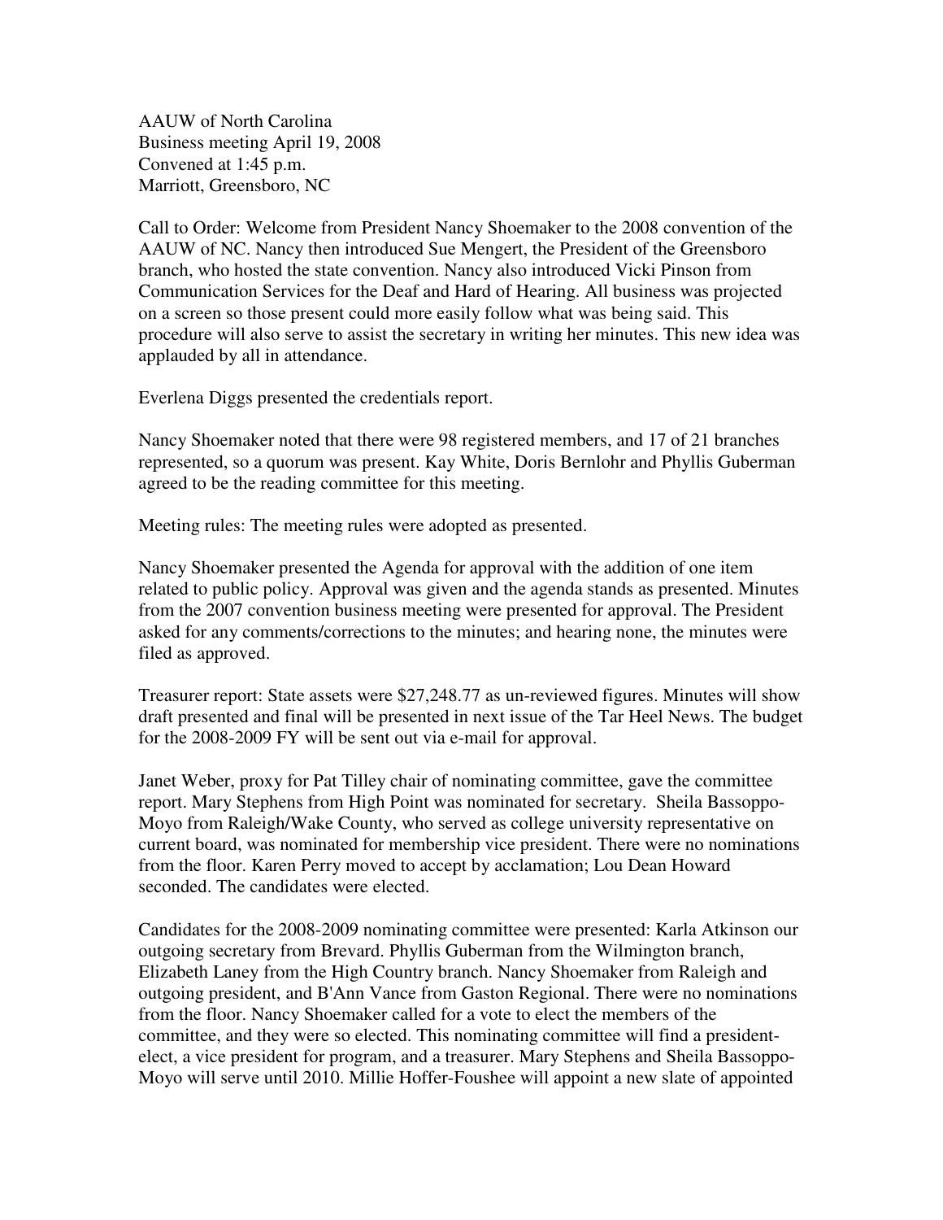AAUW of North Carolina
Business meeting April 19, 2008
Convened at 1:45 p.m.
Marriott, Greensboro, NC

Call to Order: Welcome from President Nancy Shoemaker to the 2008 convention of the AAUW of NC. Nancy then introduced Sue Mengert, the President of the Greensboro branch, who hosted the state convention. Nancy also introduced Vicki Pinson from Communication Services for the Deaf and Hard of Hearing. All business was projected on a screen so those present could more easily follow what was being said. This procedure will also serve to assist the secretary in writing her minutes. This new idea was applauded by all in attendance.

Everlena Diggs presented the credentials report.

Nancy Shoemaker noted that there were 98 registered members, and 17 of 21 branches represented, so a quorum was present. Kay White, Doris Bernlohr and Phyllis Guberman agreed to be the reading committee for this meeting.

Meeting rules: The meeting rules were adopted as presented.

Nancy Shoemaker presented the Agenda for approval with the addition of one item related to public policy. Approval was given and the agenda stands as presented. Minutes from the 2007 convention business meeting were presented for approval. The President asked for any comments/corrections to the minutes; and hearing none, the minutes were filed as approved.

Treasurer report: State assets were $27,248.77 as un-reviewed figures. Minutes will show draft presented and final will be presented in next issue of the Tar Heel News. The budget for the 2008-2009 FY will be sent out via e-mail for approval.

Janet Weber, proxy for Pat Tilley chair of nominating committee, gave the committee report. Mary Stephens from High Point was nominated for secretary. Sheila Bassoppo-Moyo from Raleigh/Wake County, who served as college university representative on current board, was nominated for membership vice president. There were no nominations from the floor. Karen Perry moved to accept by acclamation; Lou Dean Howard seconded. The candidates were elected.

Candidates for the 2008-2009 nominating committee were presented: Karla Atkinson our outgoing secretary from Brevard. Phyllis Guberman from the Wilmington branch, Elizabeth Laney from the High Country branch. Nancy Shoemaker from Raleigh and outgoing president, and B'Ann Vance from Gaston Regional. There were no nominations from the floor. Nancy Shoemaker called for a vote to elect the members of the committee, and they were so elected. This nominating committee will find a president-elect, a vice president for program, and a treasurer. Mary Stephens and Sheila Bassoppo-Moyo will serve until 2010. Millie Hoffer-Foushee will appoint a new slate of appointed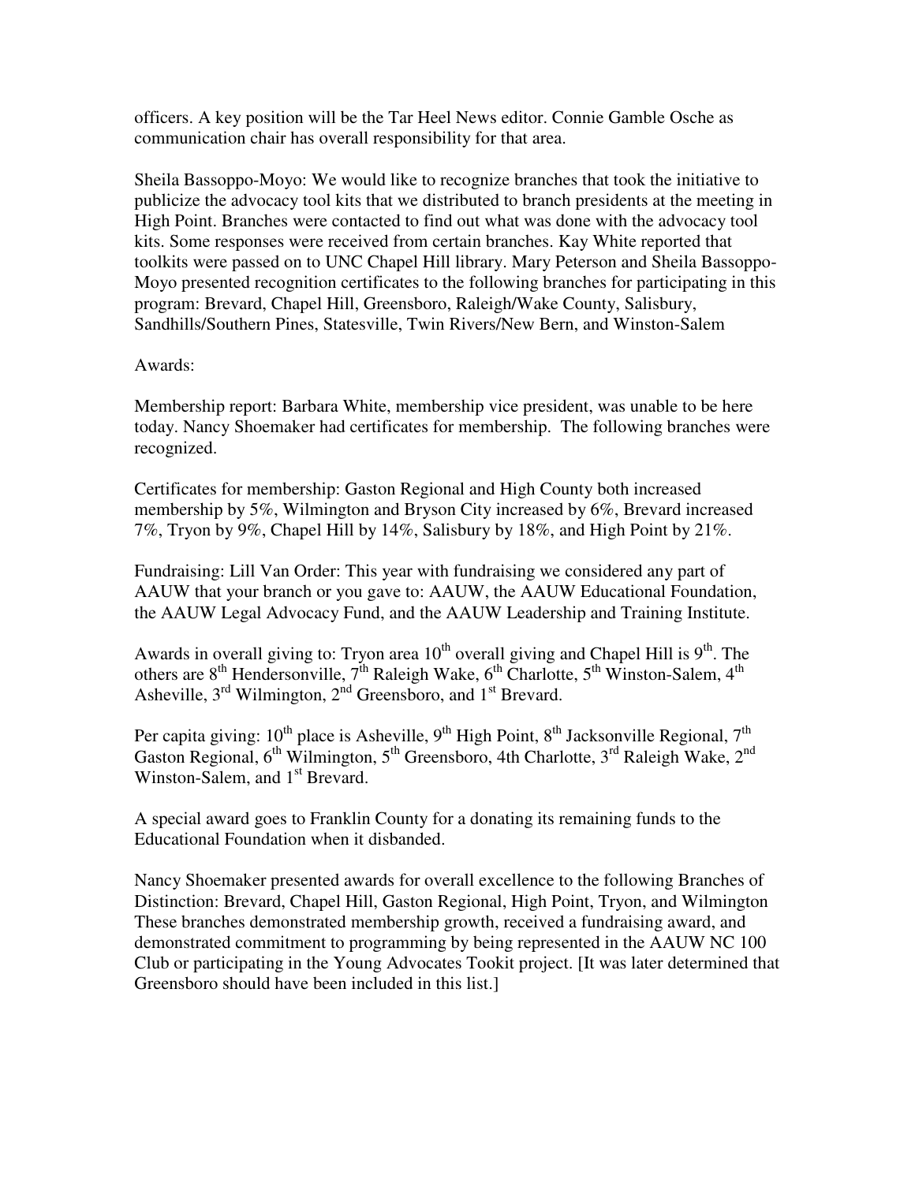officers. A key position will be the Tar Heel News editor. Connie Gamble Osche as communication chair has overall responsibility for that area.

Sheila Bassoppo-Moyo: We would like to recognize branches that took the initiative to publicize the advocacy tool kits that we distributed to branch presidents at the meeting in High Point. Branches were contacted to find out what was done with the advocacy tool kits. Some responses were received from certain branches. Kay White reported that toolkits were passed on to UNC Chapel Hill library. Mary Peterson and Sheila Bassoppo-Moyo presented recognition certificates to the following branches for participating in this program: Brevard, Chapel Hill, Greensboro, Raleigh/Wake County, Salisbury, Sandhills/Southern Pines, Statesville, Twin Rivers/New Bern, and Winston-Salem

Awards:

Membership report: Barbara White, membership vice president, was unable to be here today. Nancy Shoemaker had certificates for membership. The following branches were recognized.

Certificates for membership: Gaston Regional and High County both increased membership by 5%, Wilmington and Bryson City increased by 6%, Brevard increased 7%, Tryon by 9%, Chapel Hill by 14%, Salisbury by 18%, and High Point by 21%.

Fundraising: Lill Van Order: This year with fundraising we considered any part of AAUW that your branch or you gave to: AAUW, the AAUW Educational Foundation, the AAUW Legal Advocacy Fund, and the AAUW Leadership and Training Institute.

Awards in overall giving to: Tryon area 10th overall giving and Chapel Hill is 9th. The others are 8th Hendersonville, 7th Raleigh Wake, 6th Charlotte, 5th Winston-Salem, 4th Asheville, 3rd Wilmington, 2nd Greensboro, and 1st Brevard.

Per capita giving: 10th place is Asheville, 9th High Point, 8th Jacksonville Regional, 7th Gaston Regional, 6th Wilmington, 5th Greensboro, 4th Charlotte, 3rd Raleigh Wake, 2nd Winston-Salem, and 1st Brevard.

A special award goes to Franklin County for a donating its remaining funds to the Educational Foundation when it disbanded.

Nancy Shoemaker presented awards for overall excellence to the following Branches of Distinction: Brevard, Chapel Hill, Gaston Regional, High Point, Tryon, and Wilmington These branches demonstrated membership growth, received a fundraising award, and demonstrated commitment to programming by being represented in the AAUW NC 100 Club or participating in the Young Advocates Tookit project. [It was later determined that Greensboro should have been included in this list.]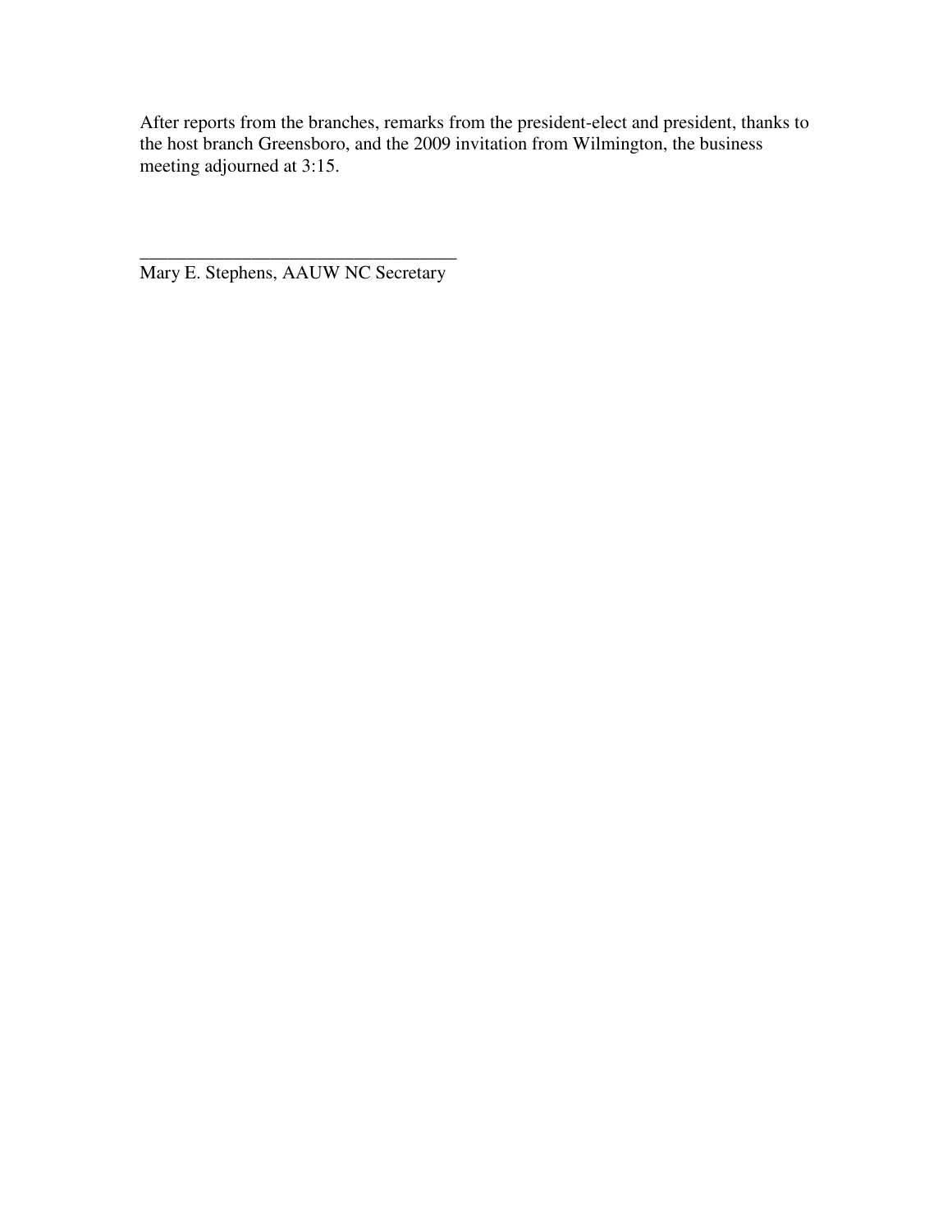After reports from the branches, remarks from the president-elect and president, thanks to the host branch Greensboro, and the 2009 invitation from Wilmington, the business meeting adjourned at 3:15.

___________________________________
Mary E. Stephens, AAUW NC Secretary